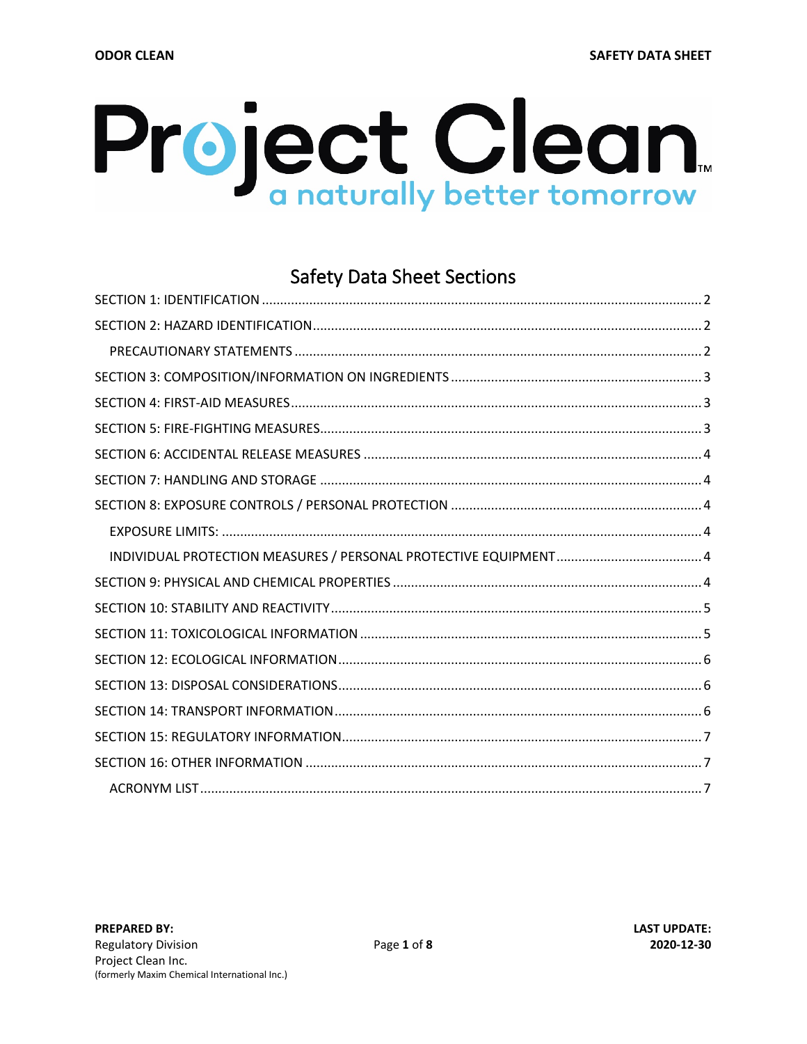# Project Clean™

a naturally better tomorrow

## Safety Data Sheet Sections

SECTION 1: IDENTIFICATION ........ 2
SECTION 2: HAZARD IDENTIFICATION ........ 2
- PRECAUTIONARY STATEMENTS ........ 2

SECTION 3: COMPOSITION/INFORMATION ON INGREDIENTS ........ 3
SECTION 4: FIRST-AID MEASURES ........ 3
SECTION 5: FIRE-FIGHTING MEASURES ........ 3
SECTION 6: ACCIDENTAL RELEASE MEASURES ........ 4
SECTION 7: HANDLING AND STORAGE ........ 4
SECTION 8: EXPOSURE CONTROLS / PERSONAL PROTECTION ........ 4
- EXPOSURE LIMITS: ........ 4
- INDIVIDUAL PROTECTION MEASURES / PERSONAL PROTECTIVE EQUIPMENT ........ 4

SECTION 9: PHYSICAL AND CHEMICAL PROPERTIES ........ 4
SECTION 10: STABILITY AND REACTIVITY ........ 5
SECTION 11: TOXICOLOGICAL INFORMATION ........ 5
SECTION 12: ECOLOGICAL INFORMATION ........ 6
SECTION 13: DISPOSAL CONSIDERATIONS ........ 6
SECTION 14: TRANSPORT INFORMATION ........ 6
SECTION 15: REGULATORY INFORMATION ........ 7
SECTION 16: OTHER INFORMATION ........ 7
- ACRONYM LIST ........ 7

**PREPARED BY:**
Regulatory Division
Project Clean Inc.
(formerly Maxim Chemical International Inc.)

**LAST UPDATE:**
**2020-12-30**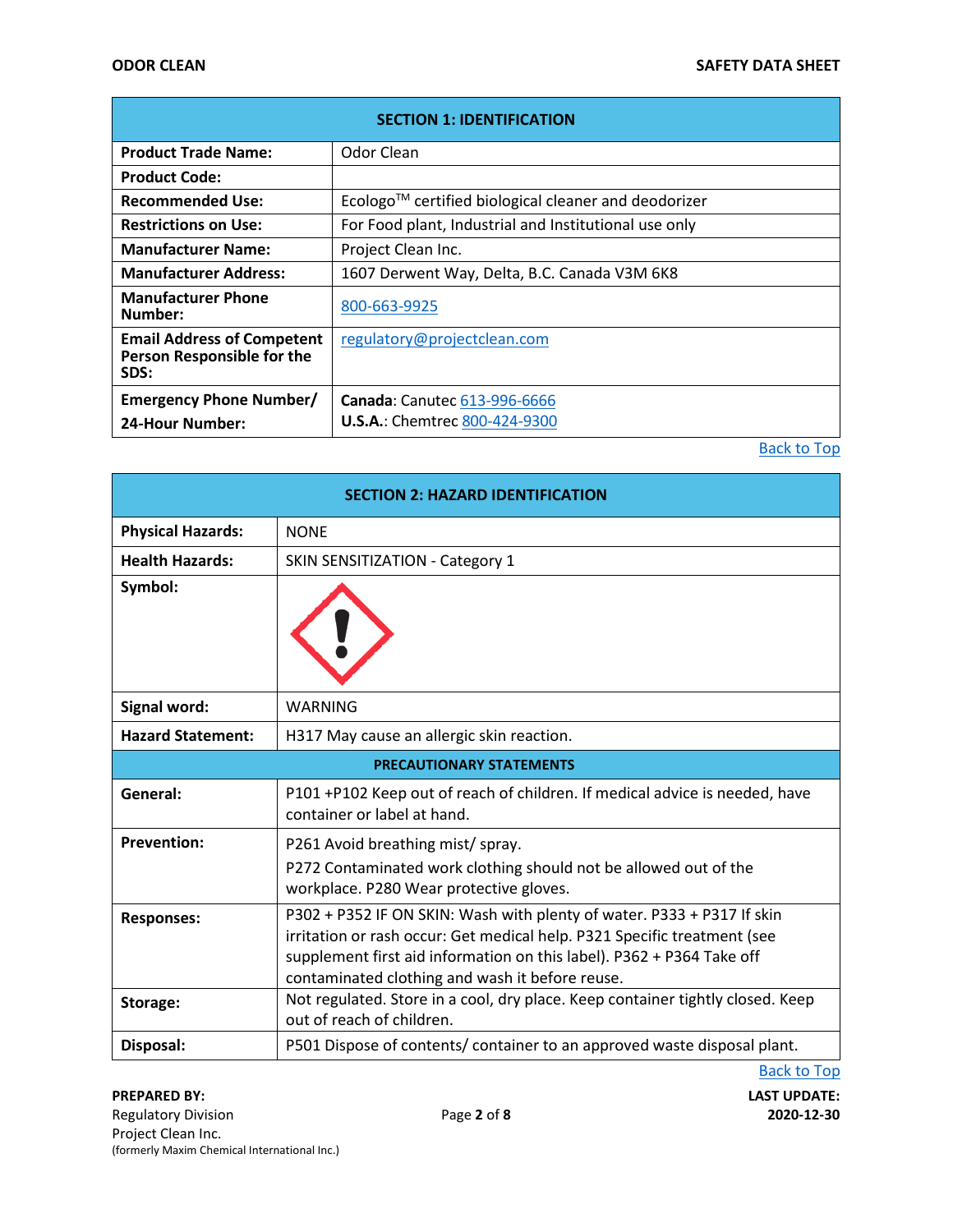| SECTION 1: IDENTIFICATION | |
|---|---|
| **Product Trade Name:** | Odor Clean |
| **Product Code:** | |
| **Recommended Use:** | Ecologo™ certified biological cleaner and deodorizer |
| **Restrictions on Use:** | For Food plant, Industrial and Institutional use only |
| **Manufacturer Name:** | Project Clean Inc. |
| **Manufacturer Address:** | 1607 Derwent Way, Delta, B.C. Canada V3M 6K8 |
| **Manufacturer Phone Number:** | 800-663-9925 |
| **Email Address of Competent Person Responsible for the SDS:** | regulatory@projectclean.com |
| **Emergency Phone Number/ 24-Hour Number:** | **Canada**: Canutec 613-996-6666<br>**U.S.A.**: Chemtrec 800-424-9300 |

Back to Top

| SECTION 2: HAZARD IDENTIFICATION | |
|---|---|
| **Physical Hazards:** | NONE |
| **Health Hazards:** | SKIN SENSITIZATION - Category 1 |
| **Symbol:** | |
| **Signal word:** | WARNING |
| **Hazard Statement:** | H317 May cause an allergic skin reaction. |
| **PRECAUTIONARY STATEMENTS** | |
| **General:** | P101 +P102 Keep out of reach of children. If medical advice is needed, have container or label at hand. |
| **Prevention:** | P261 Avoid breathing mist/ spray.<br>P272 Contaminated work clothing should not be allowed out of the workplace. P280 Wear protective gloves. |
| **Responses:** | P302 + P352 IF ON SKIN: Wash with plenty of water. P333 + P317 If skin irritation or rash occur: Get medical help. P321 Specific treatment (see supplement first aid information on this label). P362 + P364 Take off contaminated clothing and wash it before reuse. |
| **Storage:** | Not regulated. Store in a cool, dry place. Keep container tightly closed. Keep out of reach of children. |
| **Disposal:** | P501 Dispose of contents/ container to an approved waste disposal plant. |

Back to Top

**PREPARED BY:**
Regulatory Division
Project Clean Inc.
(formerly Maxim Chemical International Inc.)

**LAST UPDATE:**
**2020-12-30**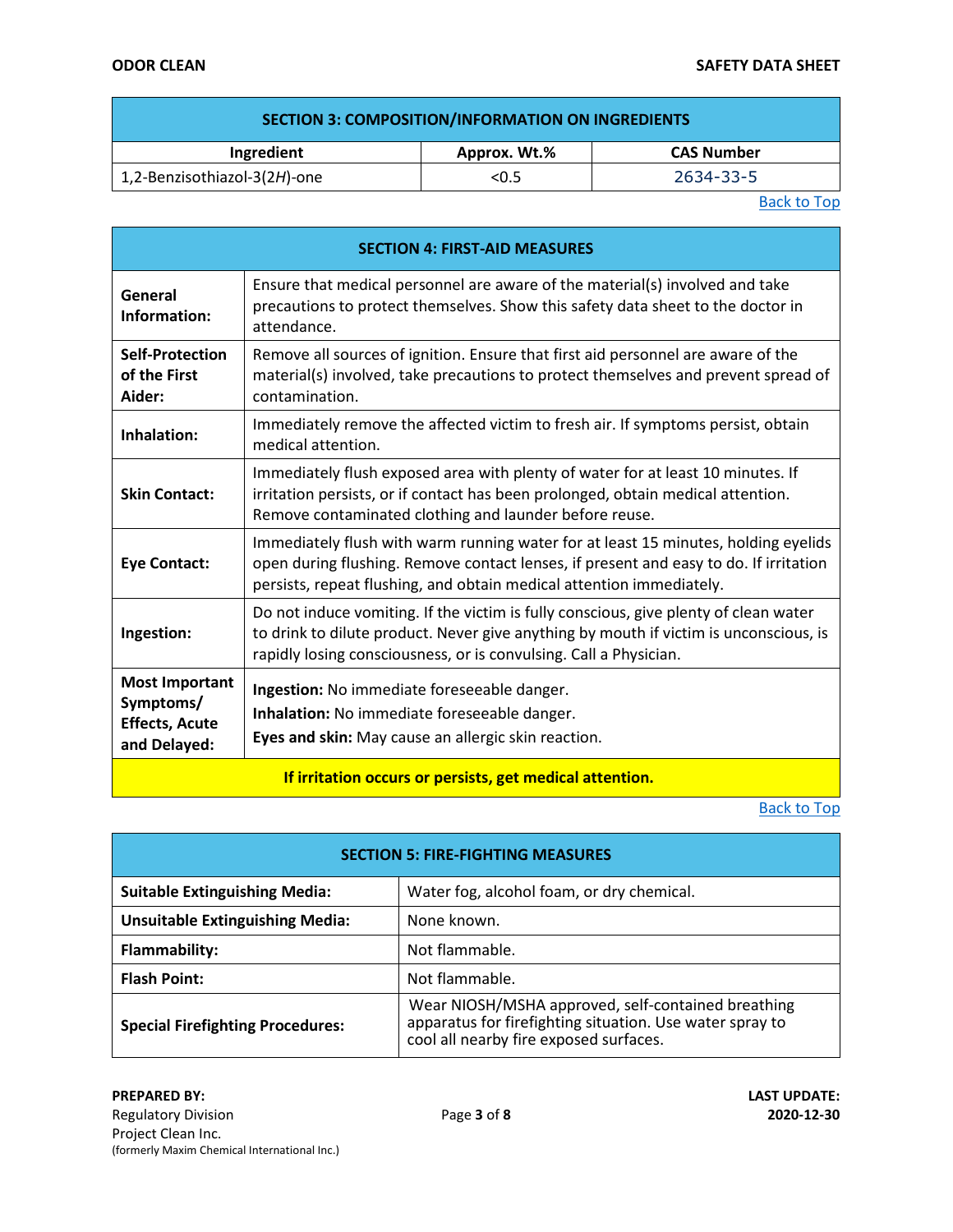## SECTION 3: COMPOSITION/INFORMATION ON INGREDIENTS

| Ingredient | Approx. Wt.% | CAS Number |
|---|---|---|
| 1,2-Benzisothiazol-3(2*H*)-one | <0.5 | 2634-33-5 |

Back to Top

## SECTION 4: FIRST-AID MEASURES

| | |
|---|---|
| **General Information:** | Ensure that medical personnel are aware of the material(s) involved and take precautions to protect themselves. Show this safety data sheet to the doctor in attendance. |
| **Self-Protection of the First Aider:** | Remove all sources of ignition. Ensure that first aid personnel are aware of the material(s) involved, take precautions to protect themselves and prevent spread of contamination. |
| **Inhalation:** | Immediately remove the affected victim to fresh air. If symptoms persist, obtain medical attention. |
| **Skin Contact:** | Immediately flush exposed area with plenty of water for at least 10 minutes. If irritation persists, or if contact has been prolonged, obtain medical attention. Remove contaminated clothing and launder before reuse. |
| **Eye Contact:** | Immediately flush with warm running water for at least 15 minutes, holding eyelids open during flushing. Remove contact lenses, if present and easy to do. If irritation persists, repeat flushing, and obtain medical attention immediately. |
| **Ingestion:** | Do not induce vomiting. If the victim is fully conscious, give plenty of clean water to drink to dilute product. Never give anything by mouth if victim is unconscious, is rapidly losing consciousness, or is convulsing. Call a Physician. |
| **Most Important Symptoms/ Effects, Acute and Delayed:** | **Ingestion:** No immediate foreseeable danger.<br>**Inhalation:** No immediate foreseeable danger.<br>**Eyes and skin:** May cause an allergic skin reaction. |

**If irritation occurs or persists, get medical attention.**

Back to Top

## SECTION 5: FIRE-FIGHTING MEASURES

| | |
|---|---|
| **Suitable Extinguishing Media:** | Water fog, alcohol foam, or dry chemical. |
| **Unsuitable Extinguishing Media:** | None known. |
| **Flammability:** | Not flammable. |
| **Flash Point:** | Not flammable. |
| **Special Firefighting Procedures:** | Wear NIOSH/MSHA approved, self-contained breathing apparatus for firefighting situation. Use water spray to cool all nearby fire exposed surfaces. |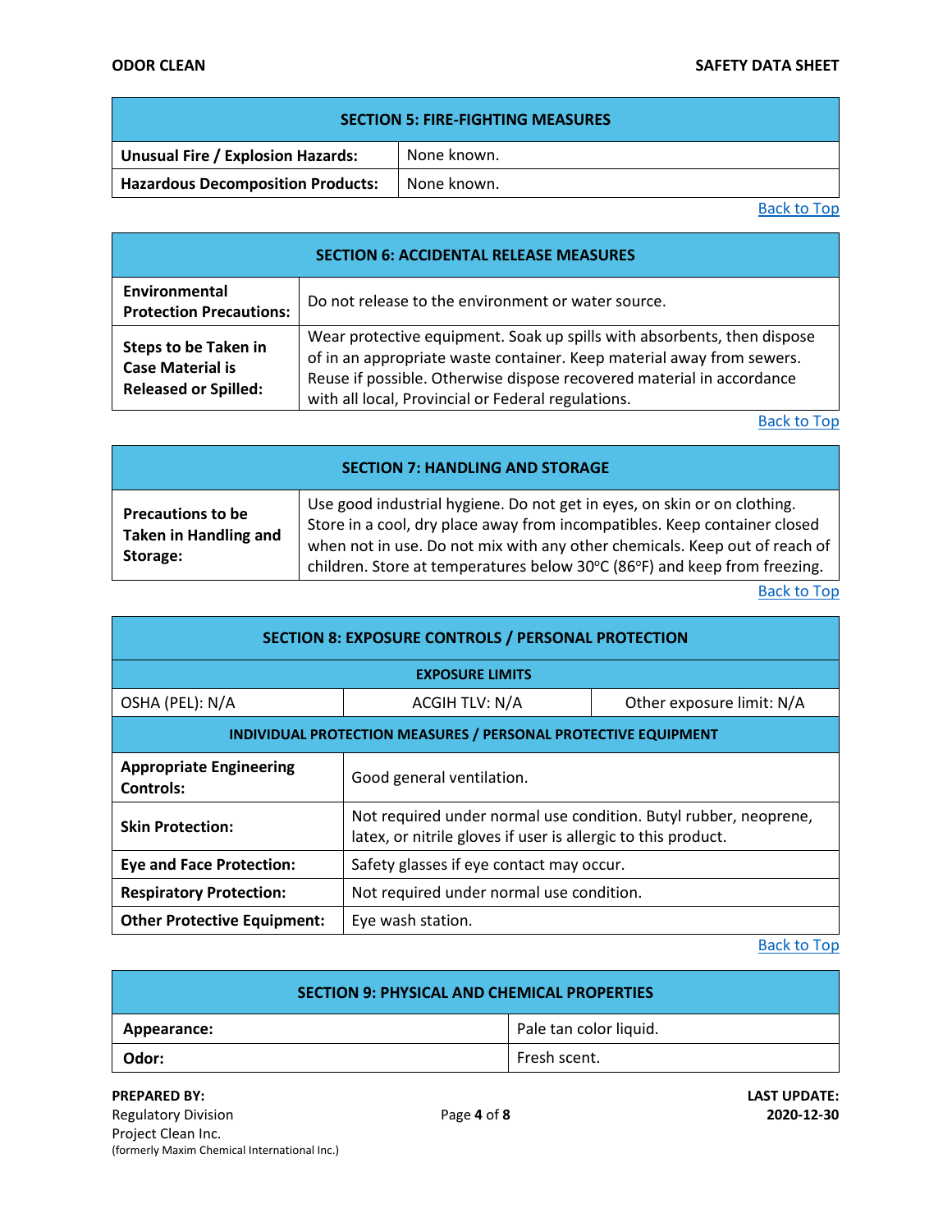| SECTION 5: FIRE-FIGHTING MEASURES | |
|---|---|
| **Unusual Fire / Explosion Hazards:** | None known. |
| **Hazardous Decomposition Products:** | None known. |

Back to Top

| SECTION 6: ACCIDENTAL RELEASE MEASURES | |
|---|---|
| **Environmental Protection Precautions:** | Do not release to the environment or water source. |
| **Steps to be Taken in Case Material is Released or Spilled:** | Wear protective equipment. Soak up spills with absorbents, then dispose of in an appropriate waste container. Keep material away from sewers. Reuse if possible. Otherwise dispose recovered material in accordance with all local, Provincial or Federal regulations. |

Back to Top

| SECTION 7: HANDLING AND STORAGE | |
|---|---|
| **Precautions to be Taken in Handling and Storage:** | Use good industrial hygiene. Do not get in eyes, on skin or on clothing. Store in a cool, dry place away from incompatibles. Keep container closed when not in use. Do not mix with any other chemicals. Keep out of reach of children. Store at temperatures below 30°C (86°F) and keep from freezing. |

Back to Top

| SECTION 8: EXPOSURE CONTROLS / PERSONAL PROTECTION | | |
|---|---|---|
| **EXPOSURE LIMITS** | | |
| OSHA (PEL): N/A | ACGIH TLV: N/A | Other exposure limit: N/A |
| **INDIVIDUAL PROTECTION MEASURES / PERSONAL PROTECTIVE EQUIPMENT** | | |
| **Appropriate Engineering Controls:** | Good general ventilation. | |
| **Skin Protection:** | Not required under normal use condition. Butyl rubber, neoprene, latex, or nitrile gloves if user is allergic to this product. | |
| **Eye and Face Protection:** | Safety glasses if eye contact may occur. | |
| **Respiratory Protection:** | Not required under normal use condition. | |
| **Other Protective Equipment:** | Eye wash station. | |

Back to Top

| SECTION 9: PHYSICAL AND CHEMICAL PROPERTIES | |
|---|---|
| **Appearance:** | Pale tan color liquid. |
| **Odor:** | Fresh scent. |

**PREPARED BY:**
Regulatory Division
Project Clean Inc.
(formerly Maxim Chemical International Inc.)

**LAST UPDATE:**
**2020-12-30**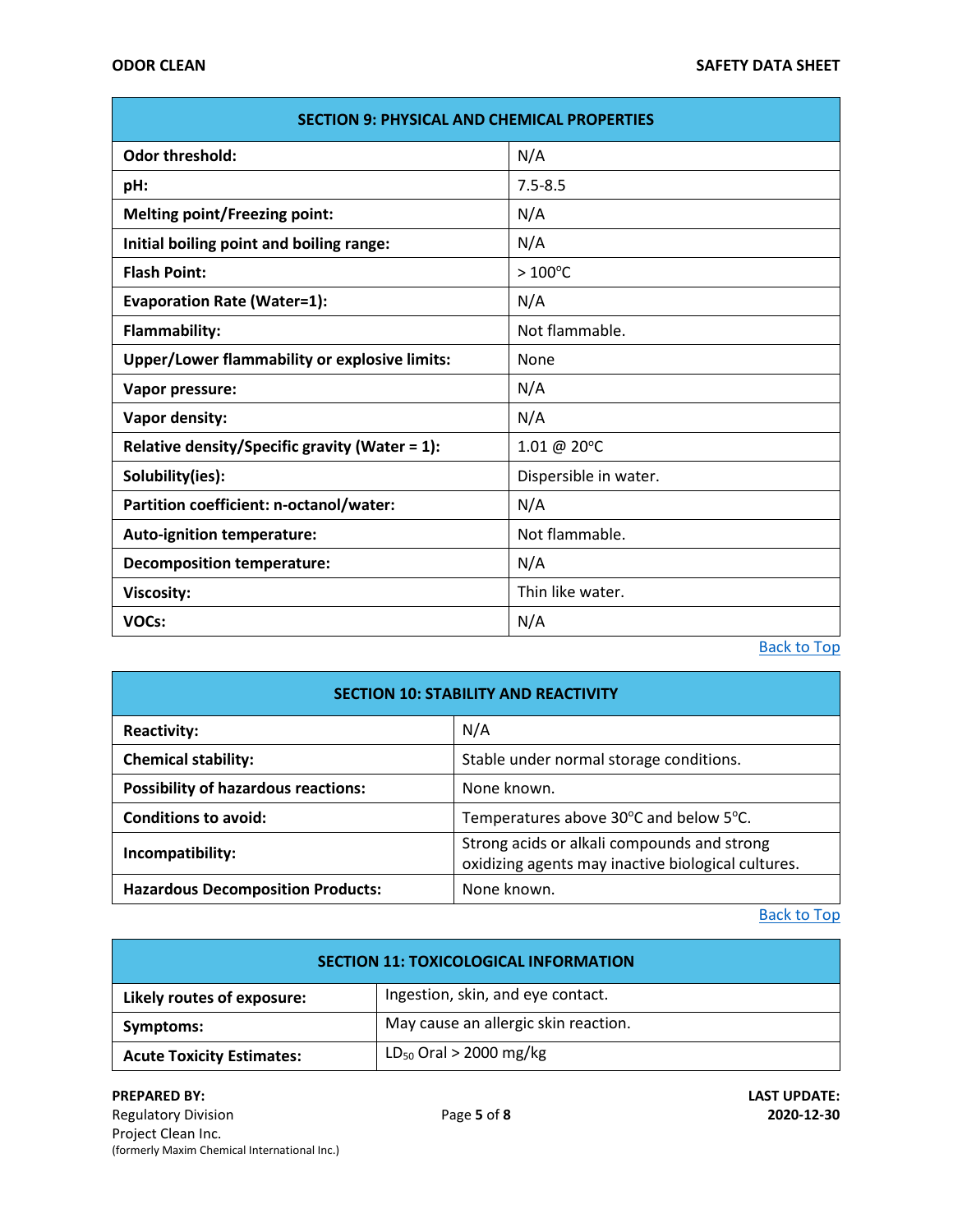| SECTION 9: PHYSICAL AND CHEMICAL PROPERTIES | |
|---|---|
| **Odor threshold:** | N/A |
| **pH:** | 7.5-8.5 |
| **Melting point/Freezing point:** | N/A |
| **Initial boiling point and boiling range:** | N/A |
| **Flash Point:** | > 100°C |
| **Evaporation Rate (Water=1):** | N/A |
| **Flammability:** | Not flammable. |
| **Upper/Lower flammability or explosive limits:** | None |
| **Vapor pressure:** | N/A |
| **Vapor density:** | N/A |
| **Relative density/Specific gravity (Water = 1):** | 1.01 @ 20°C |
| **Solubility(ies):** | Dispersible in water. |
| **Partition coefficient: n-octanol/water:** | N/A |
| **Auto-ignition temperature:** | Not flammable. |
| **Decomposition temperature:** | N/A |
| **Viscosity:** | Thin like water. |
| **VOCs:** | N/A |

Back to Top

| SECTION 10: STABILITY AND REACTIVITY | |
|---|---|
| **Reactivity:** | N/A |
| **Chemical stability:** | Stable under normal storage conditions. |
| **Possibility of hazardous reactions:** | None known. |
| **Conditions to avoid:** | Temperatures above 30°C and below 5°C. |
| **Incompatibility:** | Strong acids or alkali compounds and strong oxidizing agents may inactive biological cultures. |
| **Hazardous Decomposition Products:** | None known. |

Back to Top

| SECTION 11: TOXICOLOGICAL INFORMATION | |
|---|---|
| **Likely routes of exposure:** | Ingestion, skin, and eye contact. |
| **Symptoms:** | May cause an allergic skin reaction. |
| **Acute Toxicity Estimates:** | $LD_{50}$ Oral > 2000 mg/kg |

**PREPARED BY:**
Regulatory Division
Project Clean Inc.
(formerly Maxim Chemical International Inc.)

**LAST UPDATE:**
**2020-12-30**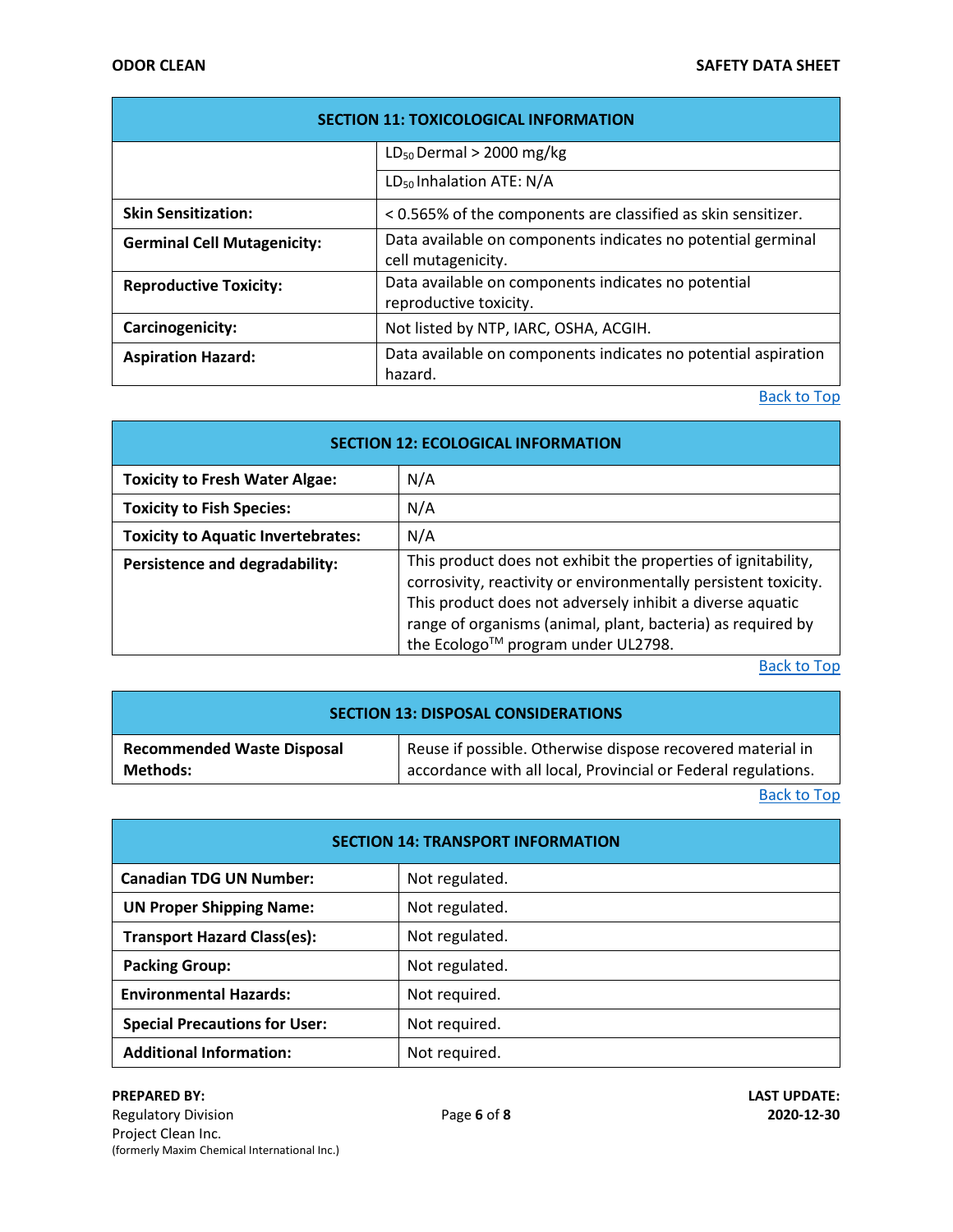| SECTION 11: TOXICOLOGICAL INFORMATION | |
|---|---|
| | $LD_{50}$ Dermal > 2000 mg/kg |
| | $LD_{50}$ Inhalation ATE: N/A |
| **Skin Sensitization:** | < 0.565% of the components are classified as skin sensitizer. |
| **Germinal Cell Mutagenicity:** | Data available on components indicates no potential germinal cell mutagenicity. |
| **Reproductive Toxicity:** | Data available on components indicates no potential reproductive toxicity. |
| **Carcinogenicity:** | Not listed by NTP, IARC, OSHA, ACGIH. |
| **Aspiration Hazard:** | Data available on components indicates no potential aspiration hazard. |

Back to Top

| SECTION 12: ECOLOGICAL INFORMATION | |
|---|---|
| **Toxicity to Fresh Water Algae:** | N/A |
| **Toxicity to Fish Species:** | N/A |
| **Toxicity to Aquatic Invertebrates:** | N/A |
| **Persistence and degradability:** | This product does not exhibit the properties of ignitability, corrosivity, reactivity or environmentally persistent toxicity. This product does not adversely inhibit a diverse aquatic range of organisms (animal, plant, bacteria) as required by the Ecologo™ program under UL2798. |

Back to Top

| SECTION 13: DISPOSAL CONSIDERATIONS | |
|---|---|
| **Recommended Waste Disposal Methods:** | Reuse if possible. Otherwise dispose recovered material in accordance with all local, Provincial or Federal regulations. |

Back to Top

| SECTION 14: TRANSPORT INFORMATION | |
|---|---|
| **Canadian TDG UN Number:** | Not regulated. |
| **UN Proper Shipping Name:** | Not regulated. |
| **Transport Hazard Class(es):** | Not regulated. |
| **Packing Group:** | Not regulated. |
| **Environmental Hazards:** | Not required. |
| **Special Precautions for User:** | Not required. |
| **Additional Information:** | Not required. |

**PREPARED BY:**
Regulatory Division
Project Clean Inc.
(formerly Maxim Chemical International Inc.)

**LAST UPDATE:**
**2020-12-30**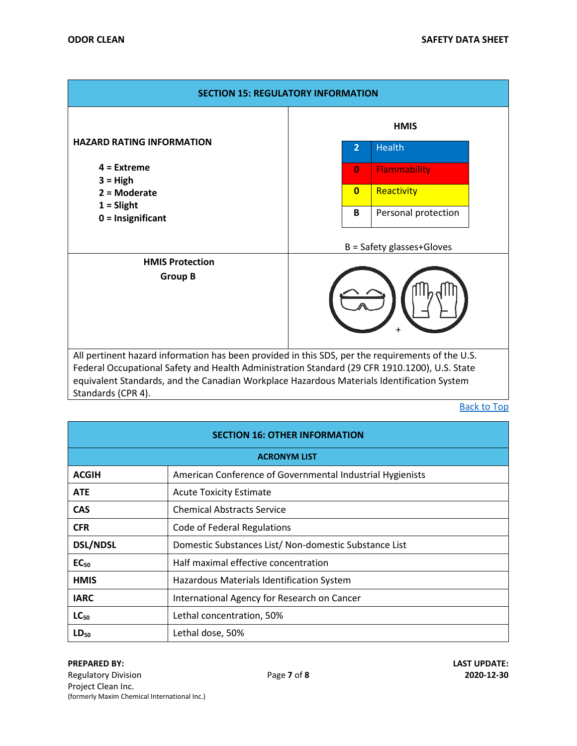## SECTION 15: REGULATORY INFORMATION

**HAZARD RATING INFORMATION**

**4 = Extreme**
**3 = High**
**2 = Moderate**
**1 = Slight**
**0 = Insignificant**

**HMIS**

| | |
|---|---|
| **2** | Health |
| **0** | Flammability |
| **0** | Reactivity |
| **B** | Personal protection |

B = Safety glasses+Gloves

**HMIS Protection**
**Group B**

+

All pertinent hazard information has been provided in this SDS, per the requirements of the U.S. Federal Occupational Safety and Health Administration Standard (29 CFR 1910.1200), U.S. State equivalent Standards, and the Canadian Workplace Hazardous Materials Identification System Standards (CPR 4).

Back to Top

## SECTION 16: OTHER INFORMATION

| ACRONYM LIST | |
|---|---|
| **ACGIH** | American Conference of Governmental Industrial Hygienists |
| **ATE** | Acute Toxicity Estimate |
| **CAS** | Chemical Abstracts Service |
| **CFR** | Code of Federal Regulations |
| **DSL/NDSL** | Domestic Substances List/ Non-domestic Substance List |
| **$EC_{50}$** | Half maximal effective concentration |
| **HMIS** | Hazardous Materials Identification System |
| **IARC** | International Agency for Research on Cancer |
| **$LC_{50}$** | Lethal concentration, 50% |
| **$LD_{50}$** | Lethal dose, 50% |

**PREPARED BY:**
Regulatory Division
Project Clean Inc.
(formerly Maxim Chemical International Inc.)

**LAST UPDATE:**
**2020-12-30**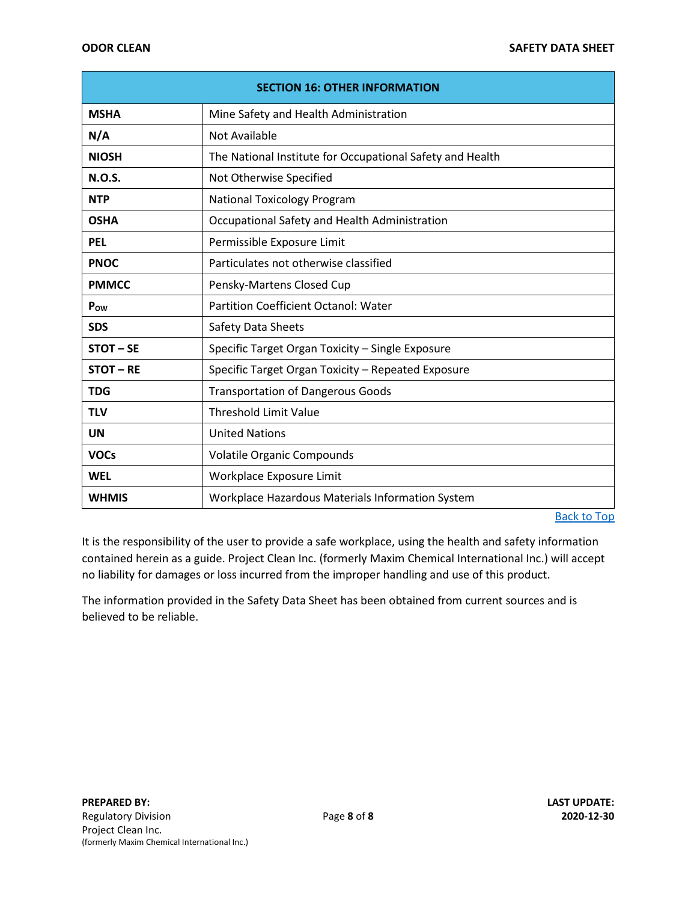| SECTION 16: OTHER INFORMATION | |
|---|---|
| **MSHA** | Mine Safety and Health Administration |
| **N/A** | Not Available |
| **NIOSH** | The National Institute for Occupational Safety and Health |
| **N.O.S.** | Not Otherwise Specified |
| **NTP** | National Toxicology Program |
| **OSHA** | Occupational Safety and Health Administration |
| **PEL** | Permissible Exposure Limit |
| **PNOC** | Particulates not otherwise classified |
| **PMMCC** | Pensky-Martens Closed Cup |
| **$P_{OW}$** | Partition Coefficient Octanol: Water |
| **SDS** | Safety Data Sheets |
| **STOT – SE** | Specific Target Organ Toxicity – Single Exposure |
| **STOT – RE** | Specific Target Organ Toxicity – Repeated Exposure |
| **TDG** | Transportation of Dangerous Goods |
| **TLV** | Threshold Limit Value |
| **UN** | United Nations |
| **VOCs** | Volatile Organic Compounds |
| **WEL** | Workplace Exposure Limit |
| **WHMIS** | Workplace Hazardous Materials Information System |

Back to Top

It is the responsibility of the user to provide a safe workplace, using the health and safety information contained herein as a guide. Project Clean Inc. (formerly Maxim Chemical International Inc.) will accept no liability for damages or loss incurred from the improper handling and use of this product.

The information provided in the Safety Data Sheet has been obtained from current sources and is believed to be reliable.

**PREPARED BY:**
Regulatory Division
Project Clean Inc.
(formerly Maxim Chemical International Inc.)

**LAST UPDATE:**
**2020-12-30**